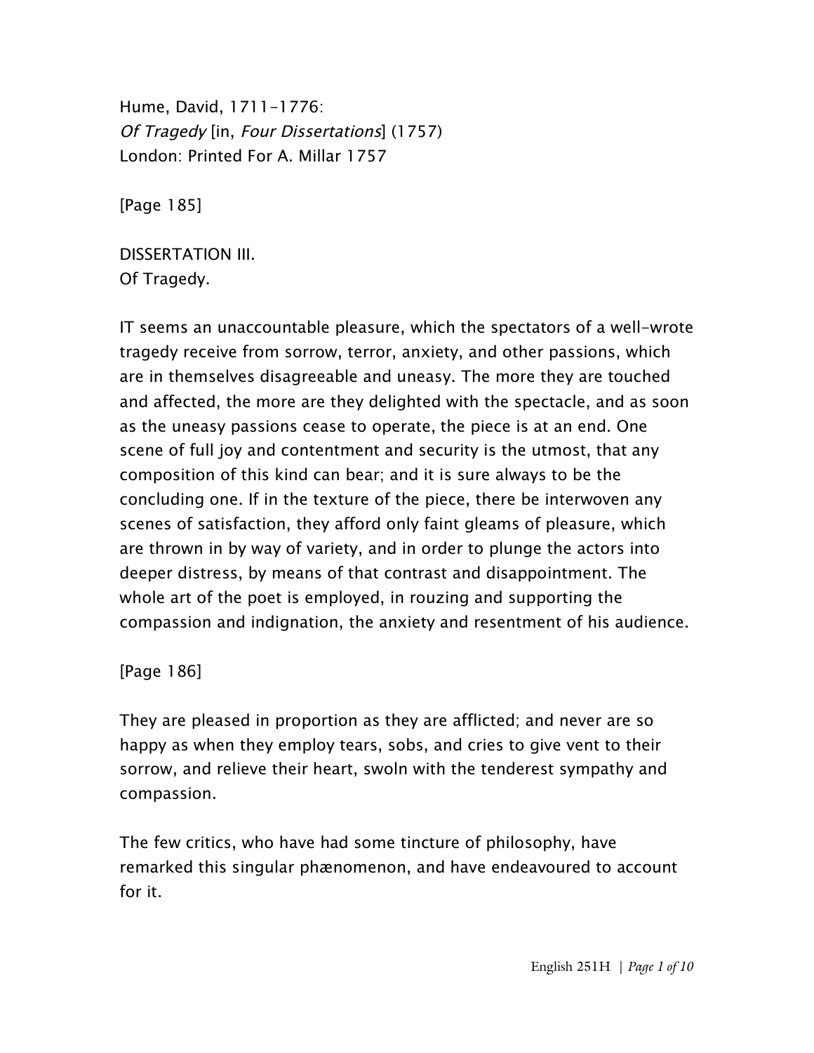Hume, David, 1711-1776:
*Of Tragedy* [in, *Four Dissertations*] (1757)
London: Printed For A. Millar 1757

[Page 185]

DISSERTATION III.
Of Tragedy.

IT seems an unaccountable pleasure, which the spectators of a well-wrote tragedy receive from sorrow, terror, anxiety, and other passions, which are in themselves disagreeable and uneasy. The more they are touched and affected, the more are they delighted with the spectacle, and as soon as the uneasy passions cease to operate, the piece is at an end. One scene of full joy and contentment and security is the utmost, that any composition of this kind can bear; and it is sure always to be the concluding one. If in the texture of the piece, there be interwoven any scenes of satisfaction, they afford only faint gleams of pleasure, which are thrown in by way of variety, and in order to plunge the actors into deeper distress, by means of that contrast and disappointment. The whole art of the poet is employed, in rouzing and supporting the compassion and indignation, the anxiety and resentment of his audience.

[Page 186]

They are pleased in proportion as they are afflicted; and never are so happy as when they employ tears, sobs, and cries to give vent to their sorrow, and relieve their heart, swoln with the tenderest sympathy and compassion.

The few critics, who have had some tincture of philosophy, have remarked this singular phænomenon, and have endeavoured to account for it.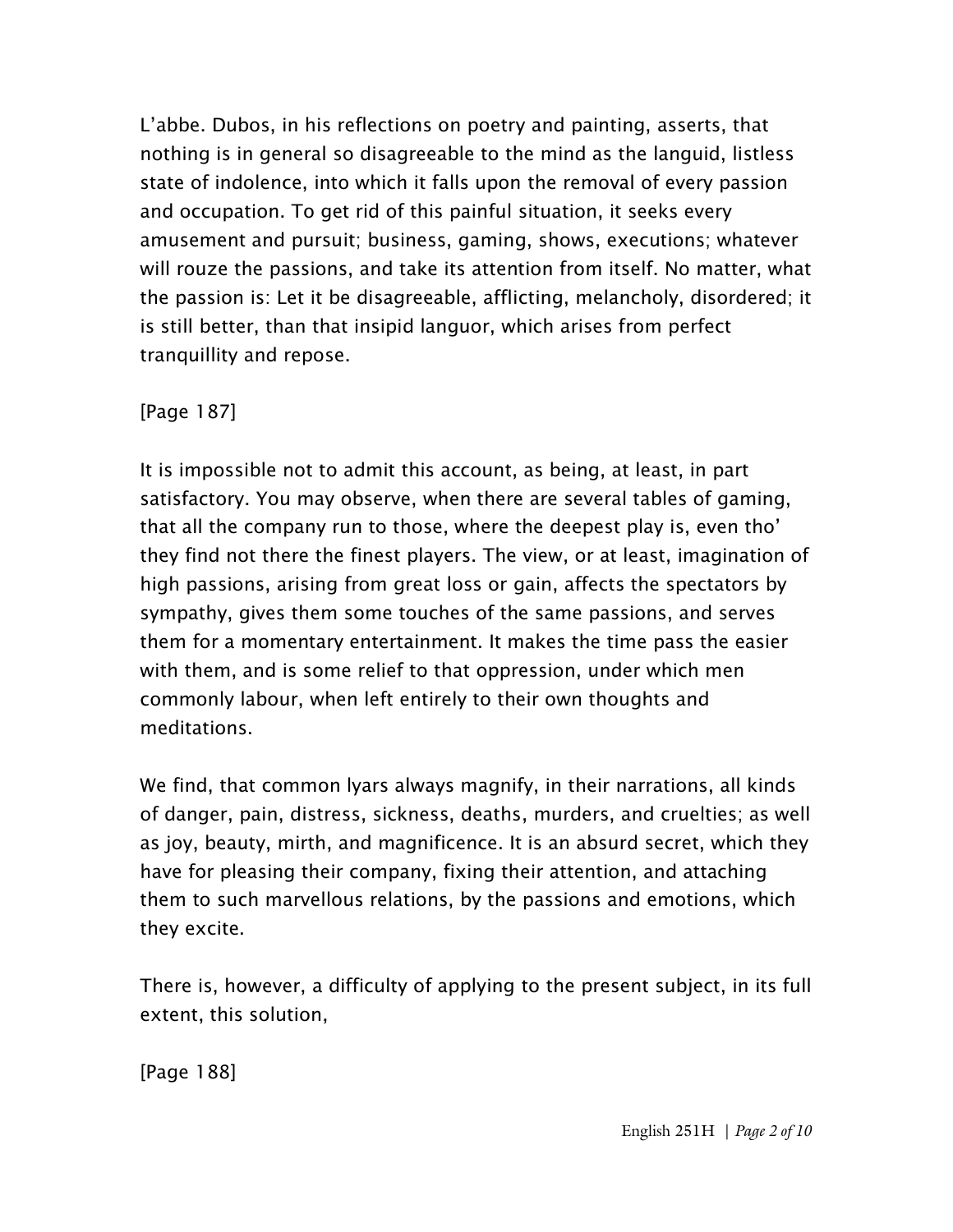L'abbe. Dubos, in his reflections on poetry and painting, asserts, that nothing is in general so disagreeable to the mind as the languid, listless state of indolence, into which it falls upon the removal of every passion and occupation. To get rid of this painful situation, it seeks every amusement and pursuit; business, gaming, shows, executions; whatever will rouze the passions, and take its attention from itself. No matter, what the passion is: Let it be disagreeable, afflicting, melancholy, disordered; it is still better, than that insipid languor, which arises from perfect tranquillity and repose.

[Page 187]

It is impossible not to admit this account, as being, at least, in part satisfactory. You may observe, when there are several tables of gaming, that all the company run to those, where the deepest play is, even tho' they find not there the finest players. The view, or at least, imagination of high passions, arising from great loss or gain, affects the spectators by sympathy, gives them some touches of the same passions, and serves them for a momentary entertainment. It makes the time pass the easier with them, and is some relief to that oppression, under which men commonly labour, when left entirely to their own thoughts and meditations.

We find, that common lyars always magnify, in their narrations, all kinds of danger, pain, distress, sickness, deaths, murders, and cruelties; as well as joy, beauty, mirth, and magnificence. It is an absurd secret, which they have for pleasing their company, fixing their attention, and attaching them to such marvellous relations, by the passions and emotions, which they excite.

There is, however, a difficulty of applying to the present subject, in its full extent, this solution,

[Page 188]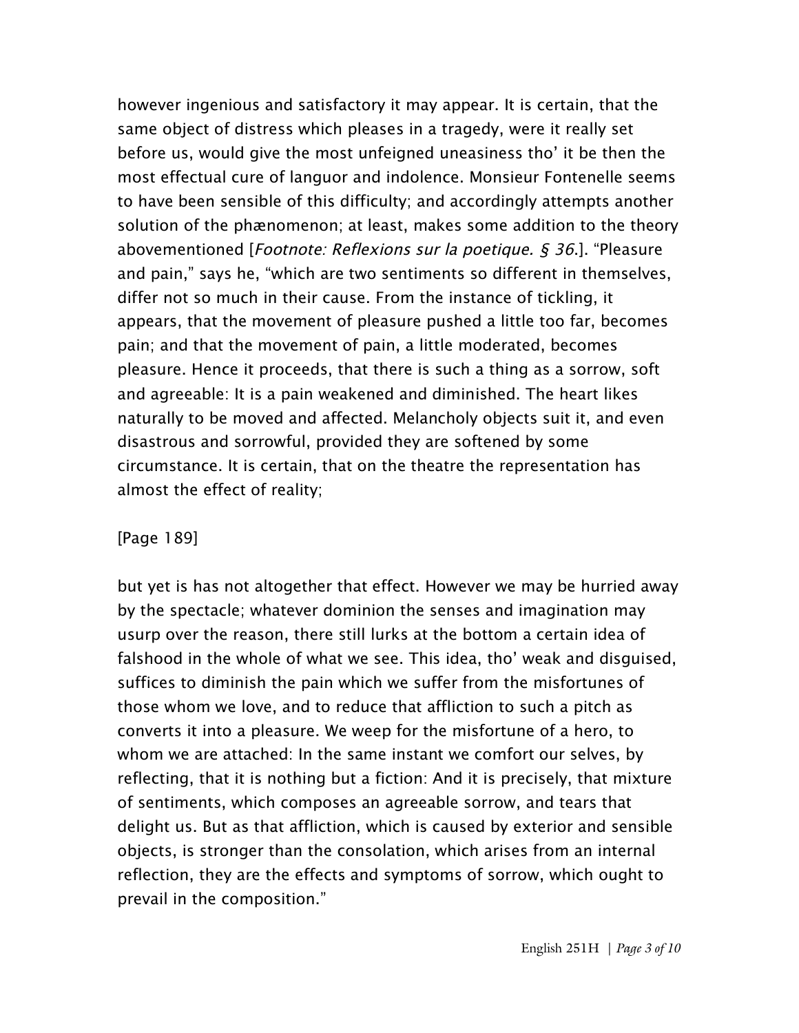however ingenious and satisfactory it may appear. It is certain, that the same object of distress which pleases in a tragedy, were it really set before us, would give the most unfeigned uneasiness tho' it be then the most effectual cure of languor and indolence. Monsieur Fontenelle seems to have been sensible of this difficulty; and accordingly attempts another solution of the phænomenon; at least, makes some addition to the theory abovementioned [*Footnote: Reflexions sur la poetique. § 36*.]. "Pleasure and pain," says he, "which are two sentiments so different in themselves, differ not so much in their cause. From the instance of tickling, it appears, that the movement of pleasure pushed a little too far, becomes pain; and that the movement of pain, a little moderated, becomes pleasure. Hence it proceeds, that there is such a thing as a sorrow, soft and agreeable: It is a pain weakened and diminished. The heart likes naturally to be moved and affected. Melancholy objects suit it, and even disastrous and sorrowful, provided they are softened by some circumstance. It is certain, that on the theatre the representation has almost the effect of reality;

[Page 189]

but yet is has not altogether that effect. However we may be hurried away by the spectacle; whatever dominion the senses and imagination may usurp over the reason, there still lurks at the bottom a certain idea of falshood in the whole of what we see. This idea, tho' weak and disguised, suffices to diminish the pain which we suffer from the misfortunes of those whom we love, and to reduce that affliction to such a pitch as converts it into a pleasure. We weep for the misfortune of a hero, to whom we are attached: In the same instant we comfort our selves, by reflecting, that it is nothing but a fiction: And it is precisely, that mixture of sentiments, which composes an agreeable sorrow, and tears that delight us. But as that affliction, which is caused by exterior and sensible objects, is stronger than the consolation, which arises from an internal reflection, they are the effects and symptoms of sorrow, which ought to prevail in the composition."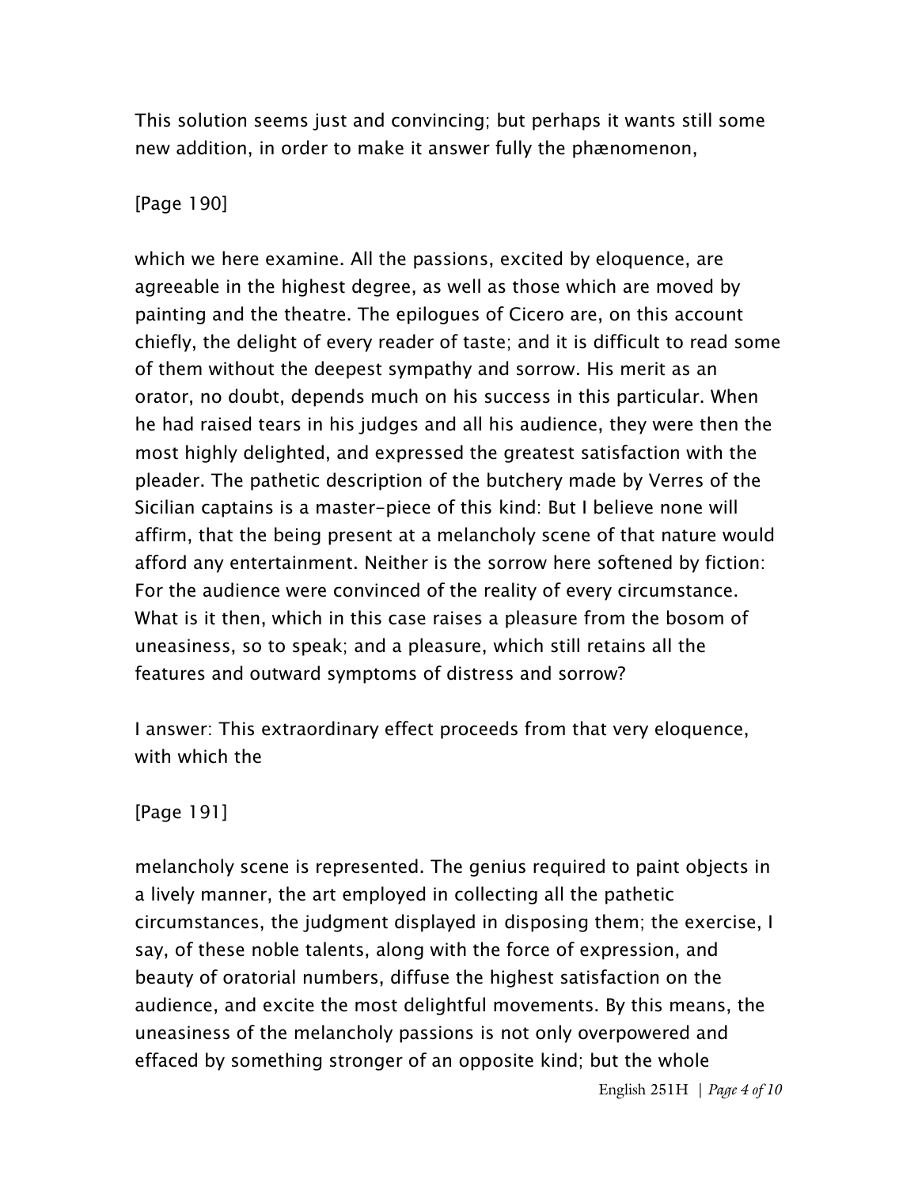This solution seems just and convincing; but perhaps it wants still some new addition, in order to make it answer fully the phænomenon,

[Page 190]

which we here examine. All the passions, excited by eloquence, are agreeable in the highest degree, as well as those which are moved by painting and the theatre. The epilogues of Cicero are, on this account chiefly, the delight of every reader of taste; and it is difficult to read some of them without the deepest sympathy and sorrow. His merit as an orator, no doubt, depends much on his success in this particular. When he had raised tears in his judges and all his audience, they were then the most highly delighted, and expressed the greatest satisfaction with the pleader. The pathetic description of the butchery made by Verres of the Sicilian captains is a master-piece of this kind: But I believe none will affirm, that the being present at a melancholy scene of that nature would afford any entertainment. Neither is the sorrow here softened by fiction: For the audience were convinced of the reality of every circumstance. What is it then, which in this case raises a pleasure from the bosom of uneasiness, so to speak; and a pleasure, which still retains all the features and outward symptoms of distress and sorrow?

I answer: This extraordinary effect proceeds from that very eloquence, with which the

[Page 191]

melancholy scene is represented. The genius required to paint objects in a lively manner, the art employed in collecting all the pathetic circumstances, the judgment displayed in disposing them; the exercise, I say, of these noble talents, along with the force of expression, and beauty of oratorial numbers, diffuse the highest satisfaction on the audience, and excite the most delightful movements. By this means, the uneasiness of the melancholy passions is not only overpowered and effaced by something stronger of an opposite kind; but the whole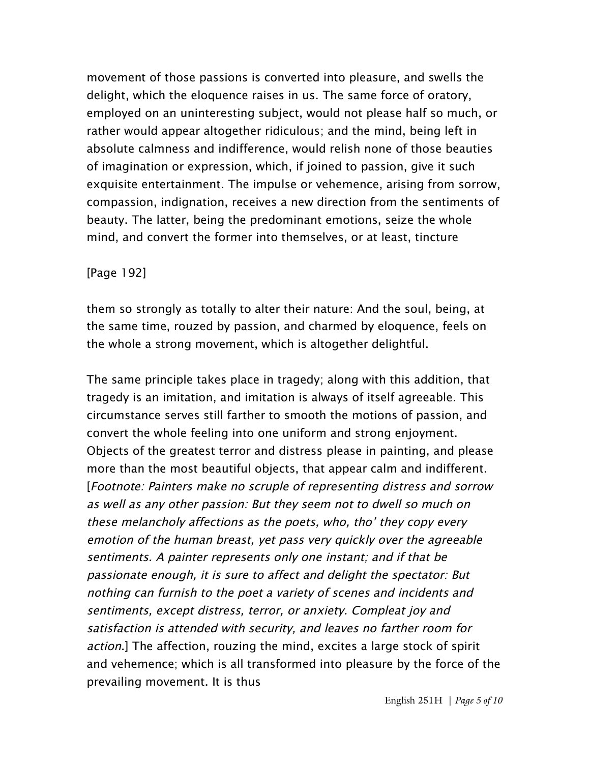movement of those passions is converted into pleasure, and swells the delight, which the eloquence raises in us. The same force of oratory, employed on an uninteresting subject, would not please half so much, or rather would appear altogether ridiculous; and the mind, being left in absolute calmness and indifference, would relish none of those beauties of imagination or expression, which, if joined to passion, give it such exquisite entertainment. The impulse or vehemence, arising from sorrow, compassion, indignation, receives a new direction from the sentiments of beauty. The latter, being the predominant emotions, seize the whole mind, and convert the former into themselves, or at least, tincture

[Page 192]

them so strongly as totally to alter their nature: And the soul, being, at the same time, rouzed by passion, and charmed by eloquence, feels on the whole a strong movement, which is altogether delightful.

The same principle takes place in tragedy; along with this addition, that tragedy is an imitation, and imitation is always of itself agreeable. This circumstance serves still farther to smooth the motions of passion, and convert the whole feeling into one uniform and strong enjoyment. Objects of the greatest terror and distress please in painting, and please more than the most beautiful objects, that appear calm and indifferent. [*Footnote: Painters make no scruple of representing distress and sorrow as well as any other passion: But they seem not to dwell so much on these melancholy affections as the poets, who, tho' they copy every emotion of the human breast, yet pass very quickly over the agreeable sentiments. A painter represents only one instant; and if that be passionate enough, it is sure to affect and delight the spectator: But nothing can furnish to the poet a variety of scenes and incidents and sentiments, except distress, terror, or anxiety. Compleat joy and satisfaction is attended with security, and leaves no farther room for action.*] The affection, rouzing the mind, excites a large stock of spirit and vehemence; which is all transformed into pleasure by the force of the prevailing movement. It is thus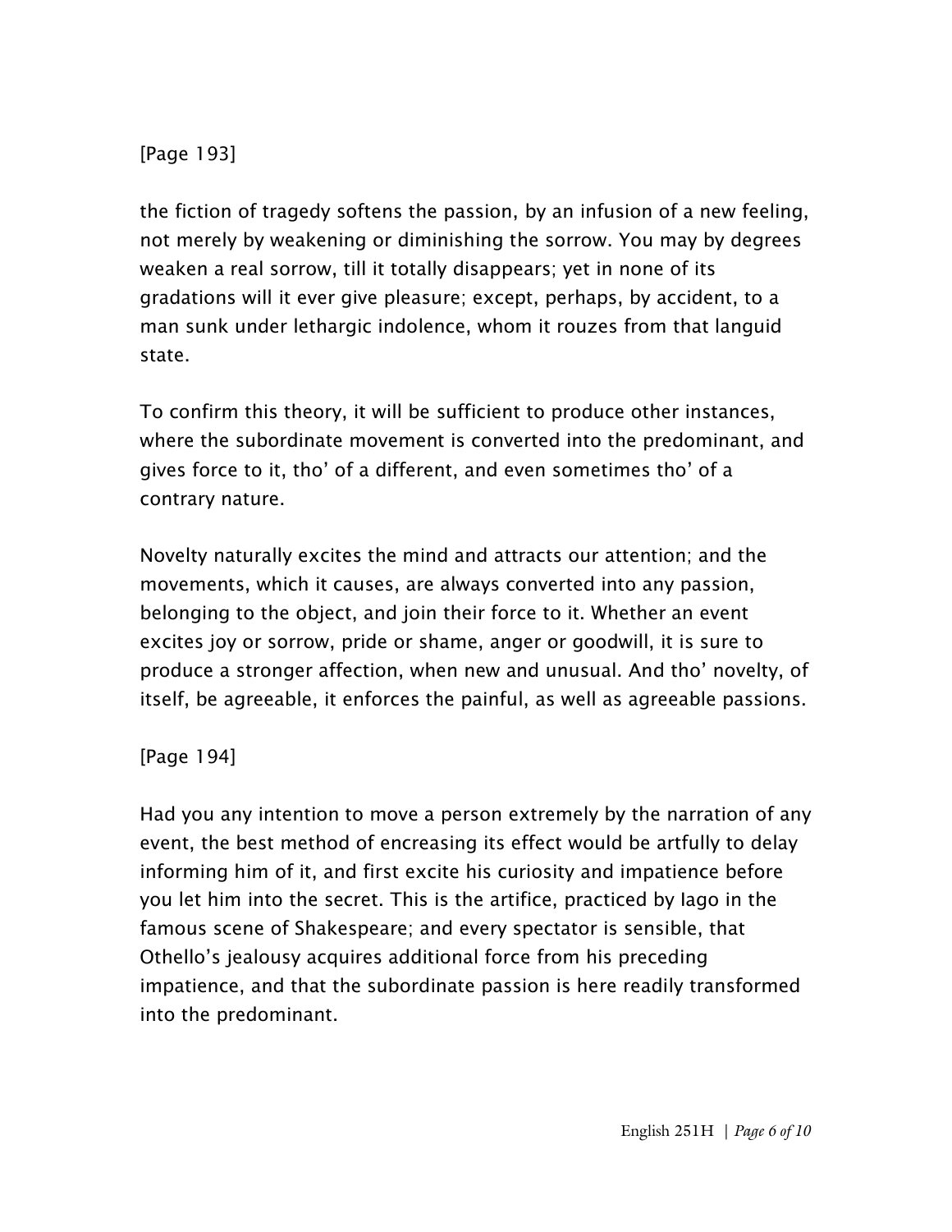[Page 193]

the fiction of tragedy softens the passion, by an infusion of a new feeling, not merely by weakening or diminishing the sorrow. You may by degrees weaken a real sorrow, till it totally disappears; yet in none of its gradations will it ever give pleasure; except, perhaps, by accident, to a man sunk under lethargic indolence, whom it rouzes from that languid state.

To confirm this theory, it will be sufficient to produce other instances, where the subordinate movement is converted into the predominant, and gives force to it, tho' of a different, and even sometimes tho' of a contrary nature.

Novelty naturally excites the mind and attracts our attention; and the movements, which it causes, are always converted into any passion, belonging to the object, and join their force to it. Whether an event excites joy or sorrow, pride or shame, anger or goodwill, it is sure to produce a stronger affection, when new and unusual. And tho' novelty, of itself, be agreeable, it enforces the painful, as well as agreeable passions.

[Page 194]

Had you any intention to move a person extremely by the narration of any event, the best method of encreasing its effect would be artfully to delay informing him of it, and first excite his curiosity and impatience before you let him into the secret. This is the artifice, practiced by Iago in the famous scene of Shakespeare; and every spectator is sensible, that Othello's jealousy acquires additional force from his preceding impatience, and that the subordinate passion is here readily transformed into the predominant.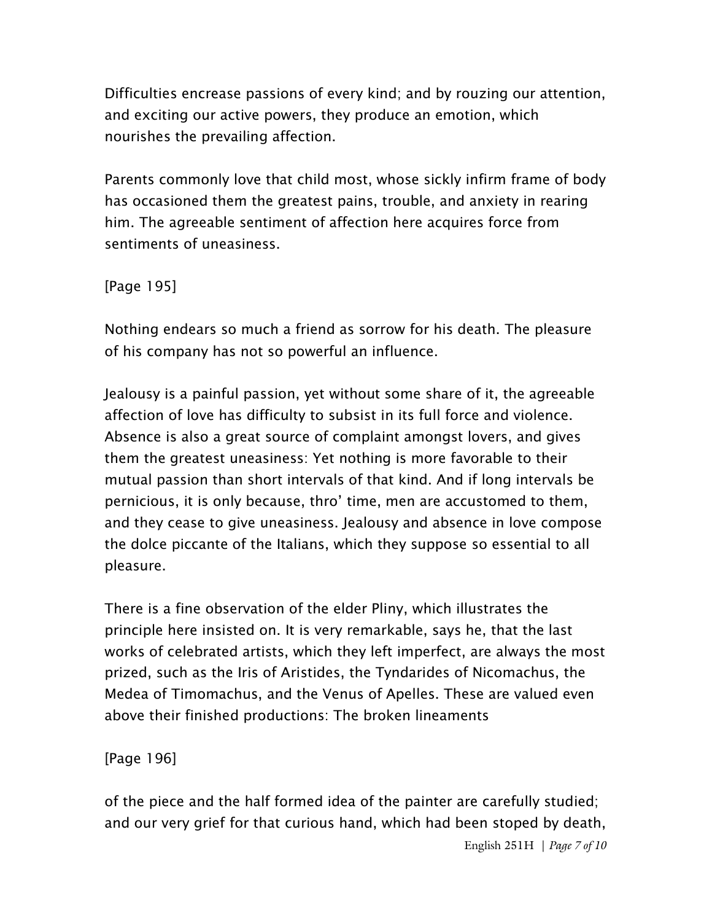Difficulties encrease passions of every kind; and by rouzing our attention, and exciting our active powers, they produce an emotion, which nourishes the prevailing affection.

Parents commonly love that child most, whose sickly infirm frame of body has occasioned them the greatest pains, trouble, and anxiety in rearing him. The agreeable sentiment of affection here acquires force from sentiments of uneasiness.

[Page 195]

Nothing endears so much a friend as sorrow for his death. The pleasure of his company has not so powerful an influence.

Jealousy is a painful passion, yet without some share of it, the agreeable affection of love has difficulty to subsist in its full force and violence. Absence is also a great source of complaint amongst lovers, and gives them the greatest uneasiness: Yet nothing is more favorable to their mutual passion than short intervals of that kind. And if long intervals be pernicious, it is only because, thro' time, men are accustomed to them, and they cease to give uneasiness. Jealousy and absence in love compose the dolce piccante of the Italians, which they suppose so essential to all pleasure.

There is a fine observation of the elder Pliny, which illustrates the principle here insisted on. It is very remarkable, says he, that the last works of celebrated artists, which they left imperfect, are always the most prized, such as the Iris of Aristides, the Tyndarides of Nicomachus, the Medea of Timomachus, and the Venus of Apelles. These are valued even above their finished productions: The broken lineaments

[Page 196]

of the piece and the half formed idea of the painter are carefully studied; and our very grief for that curious hand, which had been stoped by death,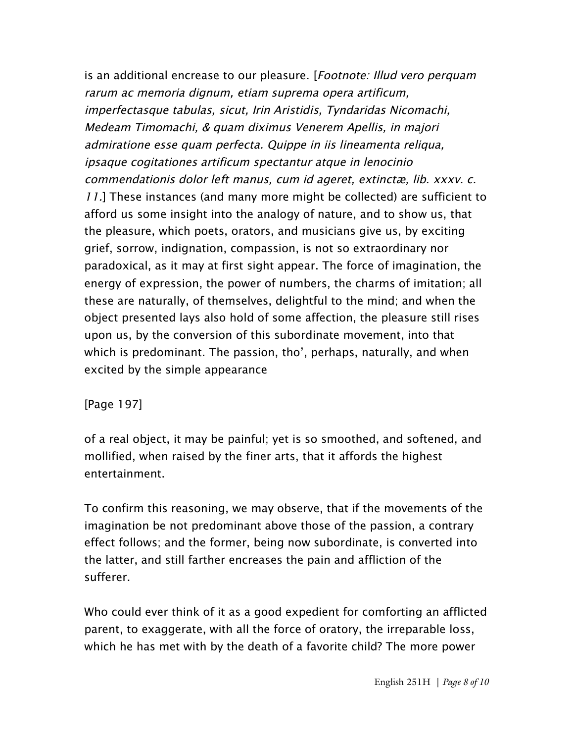is an additional encrease to our pleasure. [*Footnote: Illud vero perquam rarum ac memoria dignum, etiam suprema opera artificum, imperfectasque tabulas, sicut, Irin Aristidis, Tyndaridas Nicomachi, Medeam Timomachi, & quam diximus Venerem Apellis, in majori admiratione esse quam perfecta. Quippe in iis lineamenta reliqua, ipsaque cogitationes artificum spectantur atque in lenocinio commendationis dolor left manus, cum id ageret, extinctæ, lib. xxxv. c. 11.*] These instances (and many more might be collected) are sufficient to afford us some insight into the analogy of nature, and to show us, that the pleasure, which poets, orators, and musicians give us, by exciting grief, sorrow, indignation, compassion, is not so extraordinary nor paradoxical, as it may at first sight appear. The force of imagination, the energy of expression, the power of numbers, the charms of imitation; all these are naturally, of themselves, delightful to the mind; and when the object presented lays also hold of some affection, the pleasure still rises upon us, by the conversion of this subordinate movement, into that which is predominant. The passion, tho', perhaps, naturally, and when excited by the simple appearance

[Page 197]

of a real object, it may be painful; yet is so smoothed, and softened, and mollified, when raised by the finer arts, that it affords the highest entertainment.

To confirm this reasoning, we may observe, that if the movements of the imagination be not predominant above those of the passion, a contrary effect follows; and the former, being now subordinate, is converted into the latter, and still farther encreases the pain and affliction of the sufferer.

Who could ever think of it as a good expedient for comforting an afflicted parent, to exaggerate, with all the force of oratory, the irreparable loss, which he has met with by the death of a favorite child? The more power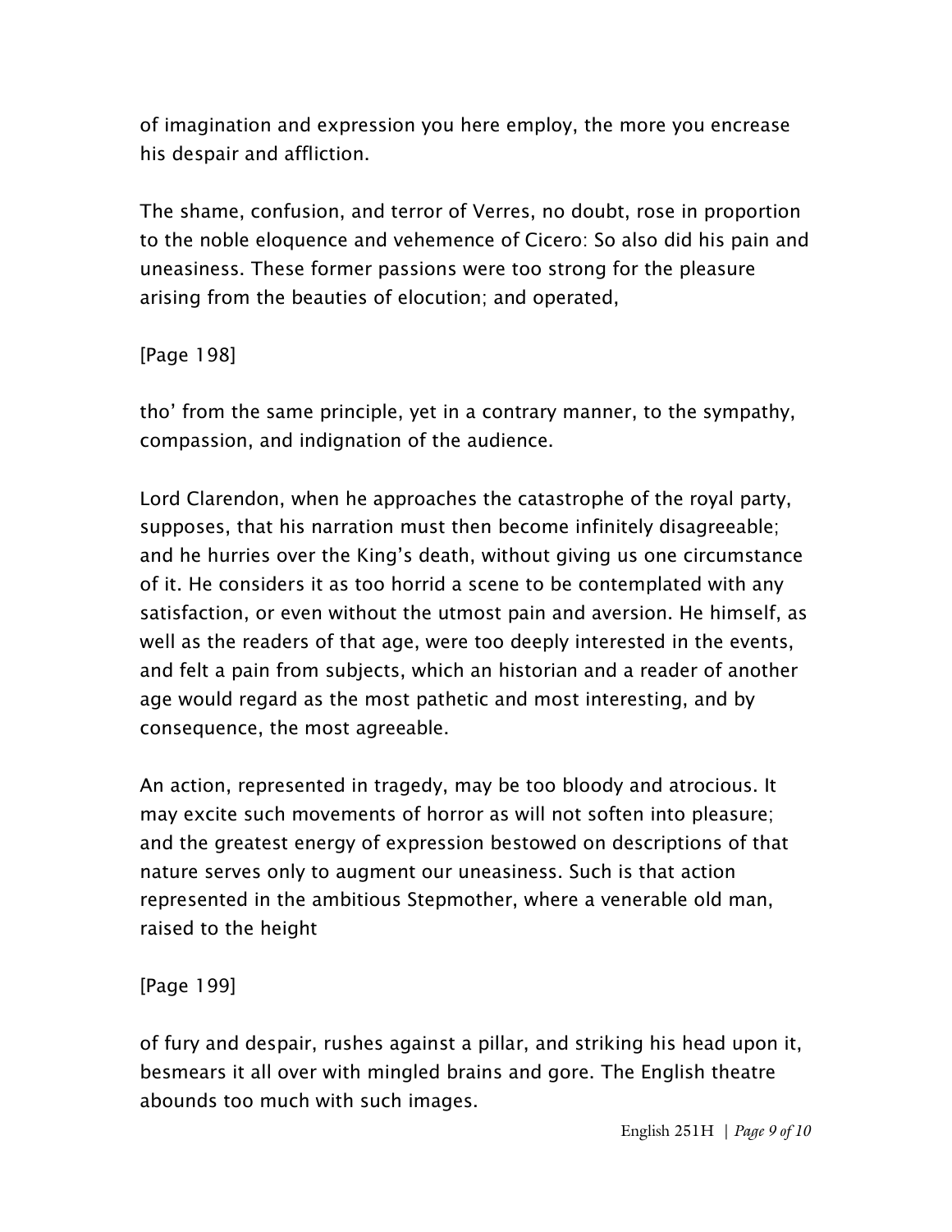of imagination and expression you here employ, the more you encrease his despair and affliction.

The shame, confusion, and terror of Verres, no doubt, rose in proportion to the noble eloquence and vehemence of Cicero: So also did his pain and uneasiness. These former passions were too strong for the pleasure arising from the beauties of elocution; and operated,

[Page 198]

tho' from the same principle, yet in a contrary manner, to the sympathy, compassion, and indignation of the audience.

Lord Clarendon, when he approaches the catastrophe of the royal party, supposes, that his narration must then become infinitely disagreeable; and he hurries over the King's death, without giving us one circumstance of it. He considers it as too horrid a scene to be contemplated with any satisfaction, or even without the utmost pain and aversion. He himself, as well as the readers of that age, were too deeply interested in the events, and felt a pain from subjects, which an historian and a reader of another age would regard as the most pathetic and most interesting, and by consequence, the most agreeable.

An action, represented in tragedy, may be too bloody and atrocious. It may excite such movements of horror as will not soften into pleasure; and the greatest energy of expression bestowed on descriptions of that nature serves only to augment our uneasiness. Such is that action represented in the ambitious Stepmother, where a venerable old man, raised to the height

[Page 199]

of fury and despair, rushes against a pillar, and striking his head upon it, besmears it all over with mingled brains and gore. The English theatre abounds too much with such images.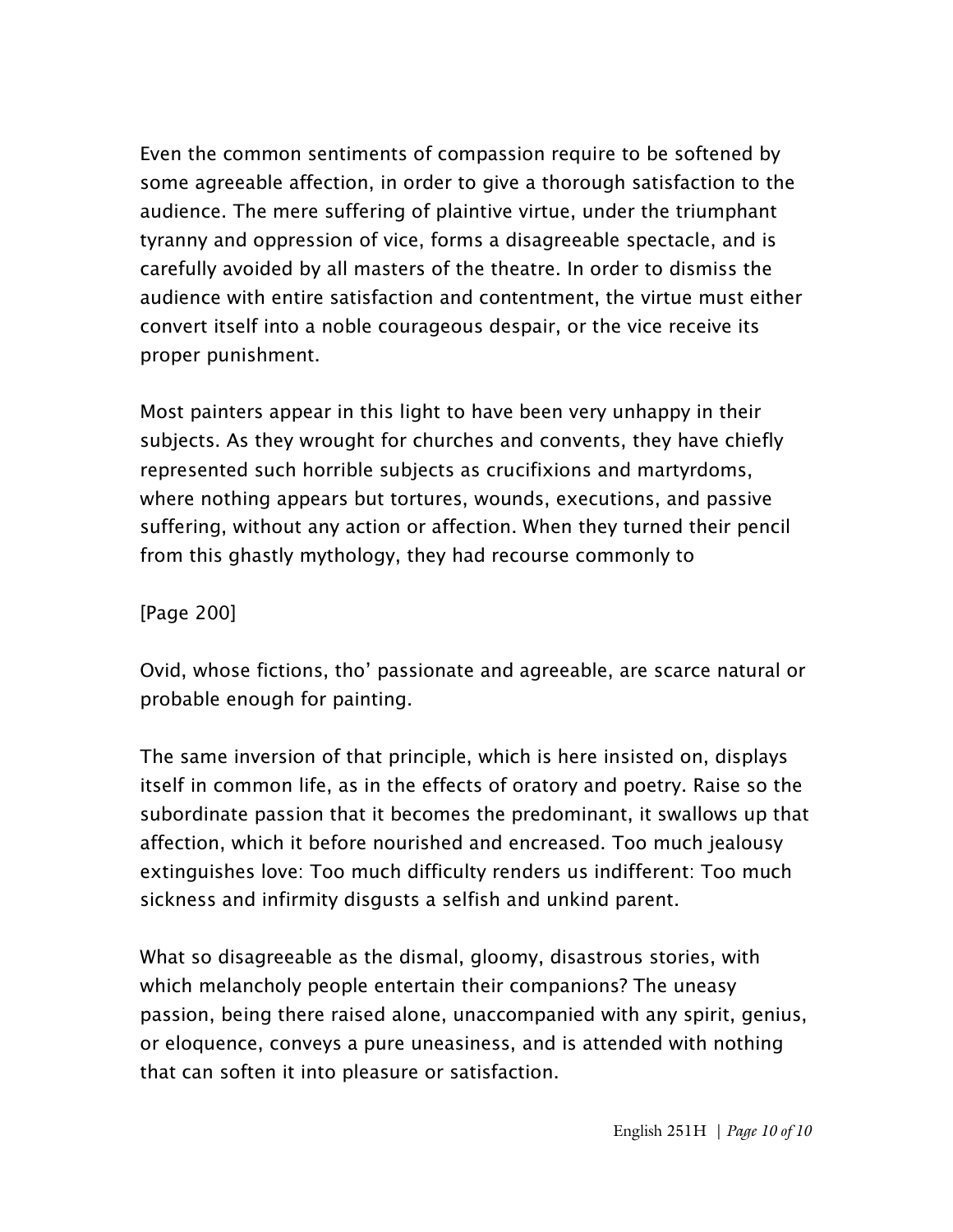Even the common sentiments of compassion require to be softened by some agreeable affection, in order to give a thorough satisfaction to the audience. The mere suffering of plaintive virtue, under the triumphant tyranny and oppression of vice, forms a disagreeable spectacle, and is carefully avoided by all masters of the theatre. In order to dismiss the audience with entire satisfaction and contentment, the virtue must either convert itself into a noble courageous despair, or the vice receive its proper punishment.

Most painters appear in this light to have been very unhappy in their subjects. As they wrought for churches and convents, they have chiefly represented such horrible subjects as crucifixions and martyrdoms, where nothing appears but tortures, wounds, executions, and passive suffering, without any action or affection. When they turned their pencil from this ghastly mythology, they had recourse commonly to

[Page 200]

Ovid, whose fictions, tho' passionate and agreeable, are scarce natural or probable enough for painting.

The same inversion of that principle, which is here insisted on, displays itself in common life, as in the effects of oratory and poetry. Raise so the subordinate passion that it becomes the predominant, it swallows up that affection, which it before nourished and encreased. Too much jealousy extinguishes love: Too much difficulty renders us indifferent: Too much sickness and infirmity disgusts a selfish and unkind parent.

What so disagreeable as the dismal, gloomy, disastrous stories, with which melancholy people entertain their companions? The uneasy passion, being there raised alone, unaccompanied with any spirit, genius, or eloquence, conveys a pure uneasiness, and is attended with nothing that can soften it into pleasure or satisfaction.